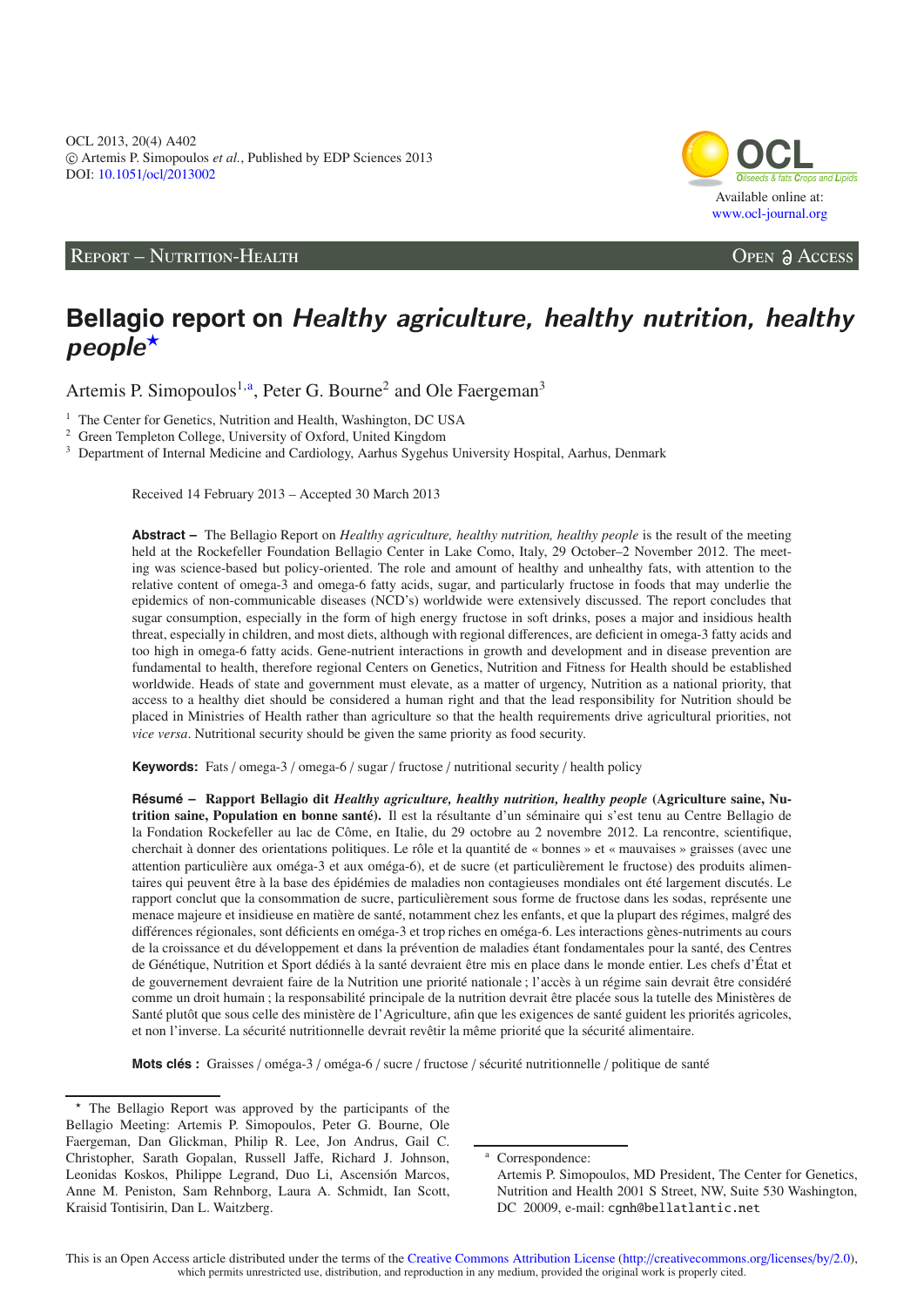Report – Nutrition-Health

Open Access

# Bellagio report on *Healthy agriculture, healthy nutrition, healthy people*★

Artemis P. Simopoulos[1,a], Peter G. Bourne[2] and Ole Faergeman[3]

[1] The Center for Genetics, Nutrition and Health, Washington, DC USA
[2] Green Templeton College, University of Oxford, United Kingdom
[3] Department of Internal Medicine and Cardiology, Aarhus Sygehus University Hospital, Aarhus, Denmark

Received 14 February 2013 – Accepted 30 March 2013

**Abstract –** The Bellagio Report on *Healthy agriculture, healthy nutrition, healthy people* is the result of the meeting held at the Rockefeller Foundation Bellagio Center in Lake Como, Italy, 29 October–2 November 2012. The meeting was science-based but policy-oriented. The role and amount of healthy and unhealthy fats, with attention to the relative content of omega-3 and omega-6 fatty acids, sugar, and particularly fructose in foods that may underlie the epidemics of non-communicable diseases (NCD's) worldwide were extensively discussed. The report concludes that sugar consumption, especially in the form of high energy fructose in soft drinks, poses a major and insidious health threat, especially in children, and most diets, although with regional differences, are deficient in omega-3 fatty acids and too high in omega-6 fatty acids. Gene-nutrient interactions in growth and development and in disease prevention are fundamental to health, therefore regional Centers on Genetics, Nutrition and Fitness for Health should be established worldwide. Heads of state and government must elevate, as a matter of urgency, Nutrition as a national priority, that access to a healthy diet should be considered a human right and that the lead responsibility for Nutrition should be placed in Ministries of Health rather than agriculture so that the health requirements drive agricultural priorities, not *vice versa*. Nutritional security should be given the same priority as food security.

**Keywords:** Fats / omega-3 / omega-6 / sugar / fructose / nutritional security / health policy

**Résumé – Rapport Bellagio dit *Healthy agriculture, healthy nutrition, healthy people* (Agriculture saine, Nutrition saine, Population en bonne santé).** Il est la résultante d'un séminaire qui s'est tenu au Centre Bellagio de la Fondation Rockefeller au lac de Côme, en Italie, du 29 octobre au 2 novembre 2012. La rencontre, scientifique, cherchait à donner des orientations politiques. Le rôle et la quantité de « bonnes » et « mauvaises » graisses (avec une attention particulière aux oméga-3 et aux oméga-6), et de sucre (et particulièrement le fructose) des produits alimentaires qui peuvent être à la base des épidémies de maladies non contagieuses mondiales ont été largement discutés. Le rapport conclut que la consommation de sucre, particulièrement sous forme de fructose dans les sodas, représente une menace majeure et insidieuse en matière de santé, notamment chez les enfants, et que la plupart des régimes, malgré des différences régionales, sont déficients en oméga-3 et trop riches en oméga-6. Les interactions gènes-nutriments au cours de la croissance et du développement et dans la prévention de maladies étant fondamentales pour la santé, des Centres de Génétique, Nutrition et Sport dédiés à la santé devraient être mis en place dans le monde entier. Les chefs d'État et de gouvernement devraient faire de la Nutrition une priorité nationale ; l'accès à un régime sain devrait être considéré comme un droit humain ; la responsabilité principale de la nutrition devrait être placée sous la tutelle des Ministères de Santé plutôt que sous celle des ministère de l'Agriculture, afin que les exigences de santé guident les priorités agricoles, et non l'inverse. La sécurité nutritionnelle devrait revêtir la même priorité que la sécurité alimentaire.

**Mots clés :** Graisses / oméga-3 / oméga-6 / sucre / fructose / sécurité nutritionnelle / politique de santé

★ The Bellagio Report was approved by the participants of the Bellagio Meeting: Artemis P. Simopoulos, Peter G. Bourne, Ole Faergeman, Dan Glickman, Philip R. Lee, Jon Andrus, Gail C. Christopher, Sarath Gopalan, Russell Jaffe, Richard J. Johnson, Leonidas Koskos, Philippe Legrand, Duo Li, Ascensión Marcos, Anne M. Peniston, Sam Rehnborg, Laura A. Schmidt, Ian Scott, Kraisid Tontisirin, Dan L. Waitzberg.

[a] Correspondence:
Artemis P. Simopoulos, MD President, The Center for Genetics, Nutrition and Health 2001 S Street, NW, Suite 530 Washington, DC 20009, e-mail: cgnh@bellatlantic.net

This is an Open Access article distributed under the terms of the Creative Commons Attribution License (http://creativecommons.org/licenses/by/2.0), which permits unrestricted use, distribution, and reproduction in any medium, provided the original work is properly cited.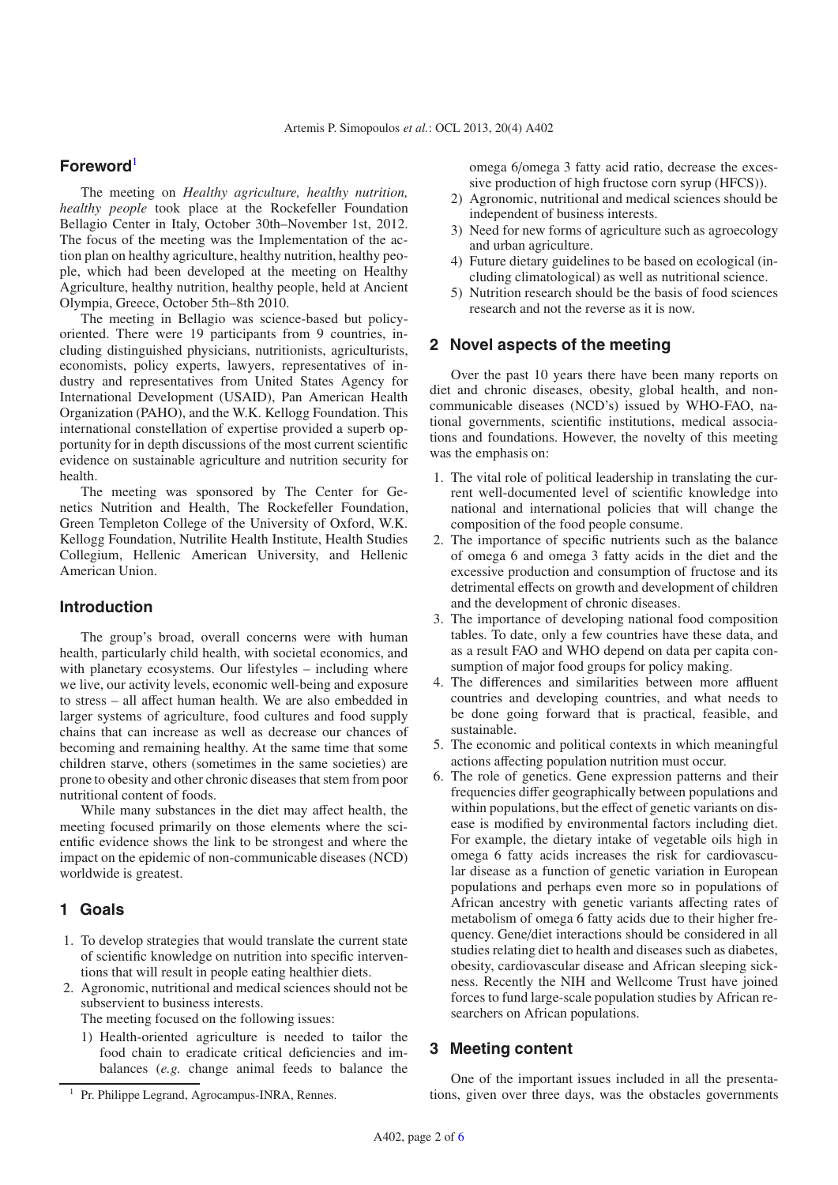## Foreword[1]

The meeting on *Healthy agriculture, healthy nutrition, healthy people* took place at the Rockefeller Foundation Bellagio Center in Italy, October 30th–November 1st, 2012. The focus of the meeting was the Implementation of the action plan on healthy agriculture, healthy nutrition, healthy people, which had been developed at the meeting on Healthy Agriculture, healthy nutrition, healthy people, held at Ancient Olympia, Greece, October 5th–8th 2010.

The meeting in Bellagio was science-based but policy-oriented. There were 19 participants from 9 countries, including distinguished physicians, nutritionists, agriculturists, economists, policy experts, lawyers, representatives of industry and representatives from United States Agency for International Development (USAID), Pan American Health Organization (PAHO), and the W.K. Kellogg Foundation. This international constellation of expertise provided a superb opportunity for in depth discussions of the most current scientific evidence on sustainable agriculture and nutrition security for health.

The meeting was sponsored by The Center for Genetics Nutrition and Health, The Rockefeller Foundation, Green Templeton College of the University of Oxford, W.K. Kellogg Foundation, Nutrilite Health Institute, Health Studies Collegium, Hellenic American University, and Hellenic American Union.

## Introduction

The group's broad, overall concerns were with human health, particularly child health, with societal economics, and with planetary ecosystems. Our lifestyles – including where we live, our activity levels, economic well-being and exposure to stress – all affect human health. We are also embedded in larger systems of agriculture, food cultures and food supply chains that can increase as well as decrease our chances of becoming and remaining healthy. At the same time that some children starve, others (sometimes in the same societies) are prone to obesity and other chronic diseases that stem from poor nutritional content of foods.

While many substances in the diet may affect health, the meeting focused primarily on those elements where the scientific evidence shows the link to be strongest and where the impact on the epidemic of non-communicable diseases (NCD) worldwide is greatest.

## 1 Goals

1. To develop strategies that would translate the current state of scientific knowledge on nutrition into specific interventions that will result in people eating healthier diets.
2. Agronomic, nutritional and medical sciences should not be subservient to business interests.

   The meeting focused on the following issues:

   1) Health-oriented agriculture is needed to tailor the food chain to eradicate critical deficiencies and imbalances (*e.g.* change animal feeds to balance the omega 6/omega 3 fatty acid ratio, decrease the excessive production of high fructose corn syrup (HFCS)).
   2) Agronomic, nutritional and medical sciences should be independent of business interests.
   3) Need for new forms of agriculture such as agroecology and urban agriculture.
   4) Future dietary guidelines to be based on ecological (including climatological) as well as nutritional science.
   5) Nutrition research should be the basis of food sciences research and not the reverse as it is now.

## 2 Novel aspects of the meeting

Over the past 10 years there have been many reports on diet and chronic diseases, obesity, global health, and non-communicable diseases (NCD's) issued by WHO-FAO, national governments, scientific institutions, medical associations and foundations. However, the novelty of this meeting was the emphasis on:

1. The vital role of political leadership in translating the current well-documented level of scientific knowledge into national and international policies that will change the composition of the food people consume.
2. The importance of specific nutrients such as the balance of omega 6 and omega 3 fatty acids in the diet and the excessive production and consumption of fructose and its detrimental effects on growth and development of children and the development of chronic diseases.
3. The importance of developing national food composition tables. To date, only a few countries have these data, and as a result FAO and WHO depend on data per capita consumption of major food groups for policy making.
4. The differences and similarities between more affluent countries and developing countries, and what needs to be done going forward that is practical, feasible, and sustainable.
5. The economic and political contexts in which meaningful actions affecting population nutrition must occur.
6. The role of genetics. Gene expression patterns and their frequencies differ geographically between populations and within populations, but the effect of genetic variants on disease is modified by environmental factors including diet. For example, the dietary intake of vegetable oils high in omega 6 fatty acids increases the risk for cardiovascular disease as a function of genetic variation in European populations and perhaps even more so in populations of African ancestry with genetic variants affecting rates of metabolism of omega 6 fatty acids due to their higher frequency. Gene/diet interactions should be considered in all studies relating diet to health and diseases such as diabetes, obesity, cardiovascular disease and African sleeping sickness. Recently the NIH and Wellcome Trust have joined forces to fund large-scale population studies by African researchers on African populations.

## 3 Meeting content

One of the important issues included in all the presentations, given over three days, was the obstacles governments

[1] Pr. Philippe Legrand, Agrocampus-INRA, Rennes.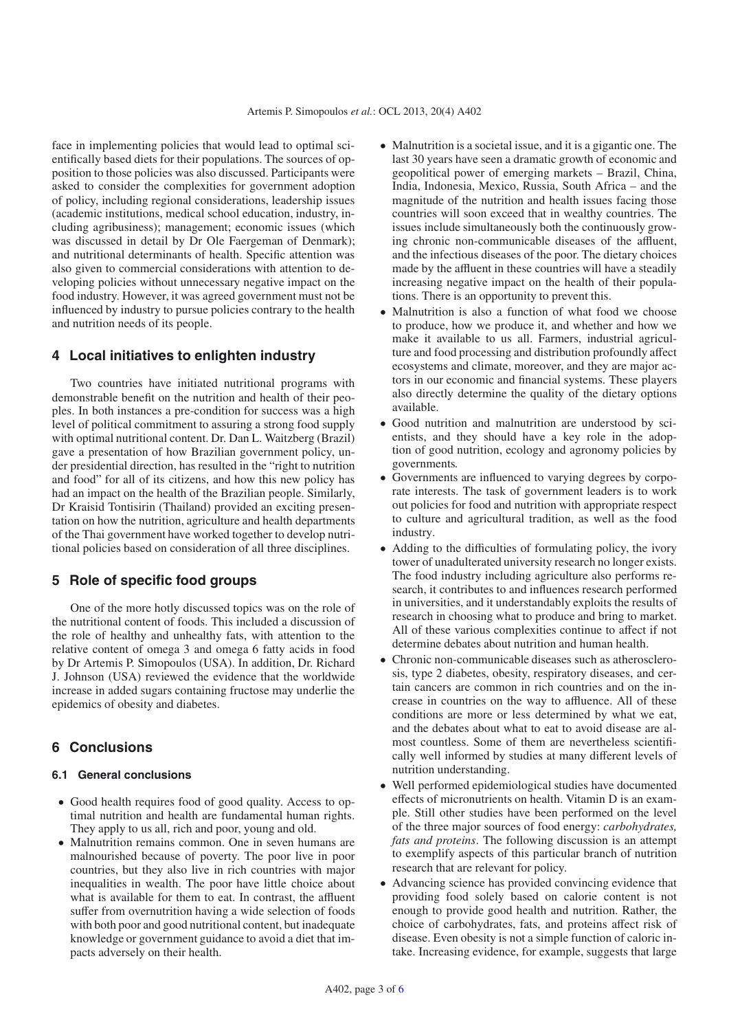face in implementing policies that would lead to optimal scientifically based diets for their populations. The sources of opposition to those policies was also discussed. Participants were asked to consider the complexities for government adoption of policy, including regional considerations, leadership issues (academic institutions, medical school education, industry, including agribusiness); management; economic issues (which was discussed in detail by Dr Ole Faergeman of Denmark); and nutritional determinants of health. Specific attention was also given to commercial considerations with attention to developing policies without unnecessary negative impact on the food industry. However, it was agreed government must not be influenced by industry to pursue policies contrary to the health and nutrition needs of its people.

## 4 Local initiatives to enlighten industry

Two countries have initiated nutritional programs with demonstrable benefit on the nutrition and health of their peoples. In both instances a pre-condition for success was a high level of political commitment to assuring a strong food supply with optimal nutritional content. Dr. Dan L. Waitzberg (Brazil) gave a presentation of how Brazilian government policy, under presidential direction, has resulted in the "right to nutrition and food" for all of its citizens, and how this new policy has had an impact on the health of the Brazilian people. Similarly, Dr Kraisid Tontisirin (Thailand) provided an exciting presentation on how the nutrition, agriculture and health departments of the Thai government have worked together to develop nutritional policies based on consideration of all three disciplines.

## 5 Role of specific food groups

One of the more hotly discussed topics was on the role of the nutritional content of foods. This included a discussion of the role of healthy and unhealthy fats, with attention to the relative content of omega 3 and omega 6 fatty acids in food by Dr Artemis P. Simopoulos (USA). In addition, Dr. Richard J. Johnson (USA) reviewed the evidence that the worldwide increase in added sugars containing fructose may underlie the epidemics of obesity and diabetes.

## 6 Conclusions

### 6.1 General conclusions

- Good health requires food of good quality. Access to optimal nutrition and health are fundamental human rights. They apply to us all, rich and poor, young and old.
- Malnutrition remains common. One in seven humans are malnourished because of poverty. The poor live in poor countries, but they also live in rich countries with major inequalities in wealth. The poor have little choice about what is available for them to eat. In contrast, the affluent suffer from overnutrition having a wide selection of foods with both poor and good nutritional content, but inadequate knowledge or government guidance to avoid a diet that impacts adversely on their health.
- Malnutrition is a societal issue, and it is a gigantic one. The last 30 years have seen a dramatic growth of economic and geopolitical power of emerging markets – Brazil, China, India, Indonesia, Mexico, Russia, South Africa – and the magnitude of the nutrition and health issues facing those countries will soon exceed that in wealthy countries. The issues include simultaneously both the continuously growing chronic non-communicable diseases of the affluent, and the infectious diseases of the poor. The dietary choices made by the affluent in these countries will have a steadily increasing negative impact on the health of their populations. There is an opportunity to prevent this.
- Malnutrition is also a function of what food we choose to produce, how we produce it, and whether and how we make it available to us all. Farmers, industrial agriculture and food processing and distribution profoundly affect ecosystems and climate, moreover, and they are major actors in our economic and financial systems. These players also directly determine the quality of the dietary options available.
- Good nutrition and malnutrition are understood by scientists, and they should have a key role in the adoption of good nutrition, ecology and agronomy policies by governments.
- Governments are influenced to varying degrees by corporate interests. The task of government leaders is to work out policies for food and nutrition with appropriate respect to culture and agricultural tradition, as well as the food industry.
- Adding to the difficulties of formulating policy, the ivory tower of unadulterated university research no longer exists. The food industry including agriculture also performs research, it contributes to and influences research performed in universities, and it understandably exploits the results of research in choosing what to produce and bring to market. All of these various complexities continue to affect if not determine debates about nutrition and human health.
- Chronic non-communicable diseases such as atherosclerosis, type 2 diabetes, obesity, respiratory diseases, and certain cancers are common in rich countries and on the increase in countries on the way to affluence. All of these conditions are more or less determined by what we eat, and the debates about what to eat to avoid disease are almost countless. Some of them are nevertheless scientifically well informed by studies at many different levels of nutrition understanding.
- Well performed epidemiological studies have documented effects of micronutrients on health. Vitamin D is an example. Still other studies have been performed on the level of the three major sources of food energy: *carbohydrates, fats and proteins*. The following discussion is an attempt to exemplify aspects of this particular branch of nutrition research that are relevant for policy.
- Advancing science has provided convincing evidence that providing food solely based on calorie content is not enough to provide good health and nutrition. Rather, the choice of carbohydrates, fats, and proteins affect risk of disease. Even obesity is not a simple function of caloric intake. Increasing evidence, for example, suggests that large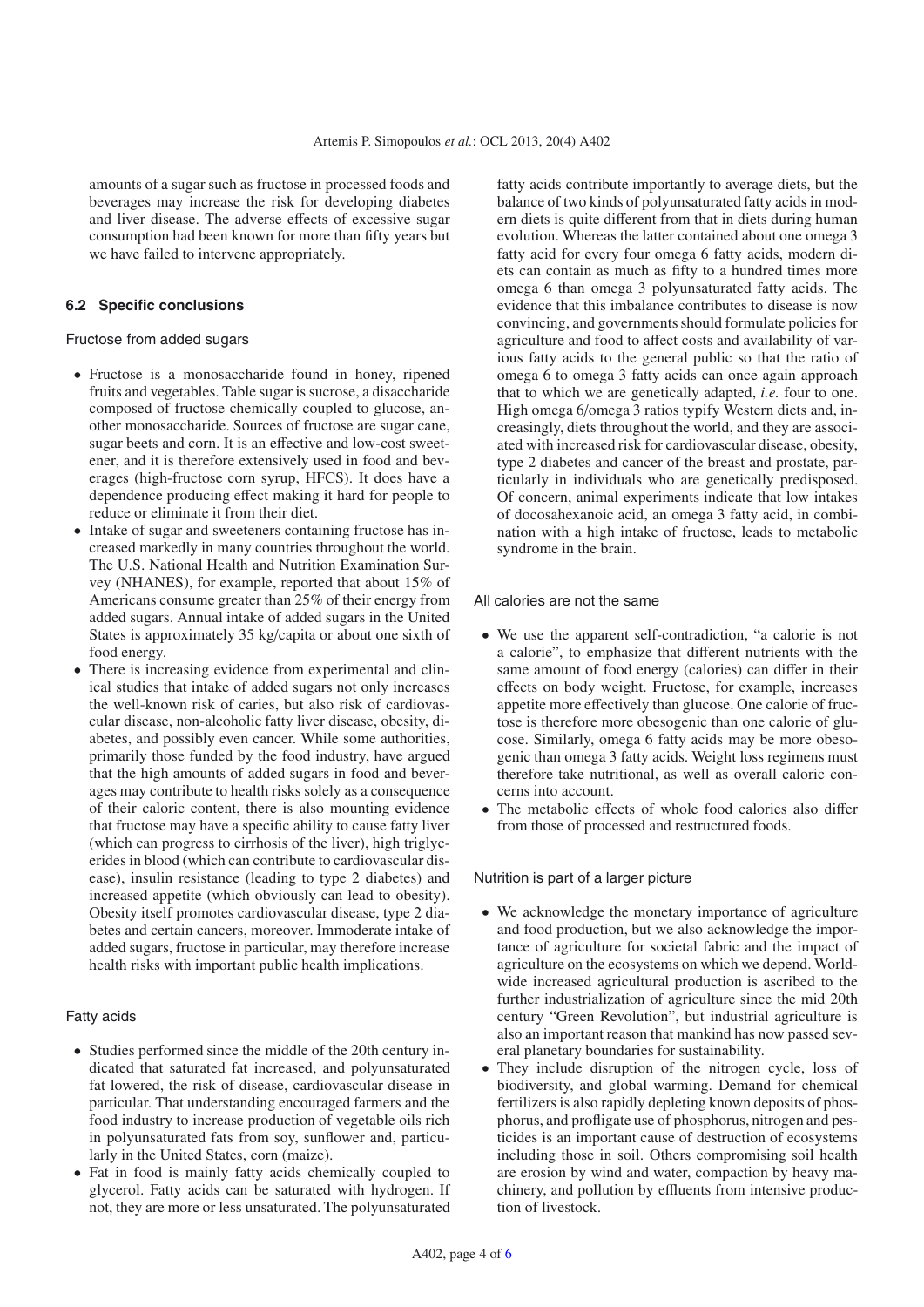amounts of a sugar such as fructose in processed foods and beverages may increase the risk for developing diabetes and liver disease. The adverse effects of excessive sugar consumption had been known for more than fifty years but we have failed to intervene appropriately.

### 6.2 Specific conclusions

#### Fructose from added sugars

- Fructose is a monosaccharide found in honey, ripened fruits and vegetables. Table sugar is sucrose, a disaccharide composed of fructose chemically coupled to glucose, another monosaccharide. Sources of fructose are sugar cane, sugar beets and corn. It is an effective and low-cost sweetener, and it is therefore extensively used in food and beverages (high-fructose corn syrup, HFCS). It does have a dependence producing effect making it hard for people to reduce or eliminate it from their diet.
- Intake of sugar and sweeteners containing fructose has increased markedly in many countries throughout the world. The U.S. National Health and Nutrition Examination Survey (NHANES), for example, reported that about 15% of Americans consume greater than 25% of their energy from added sugars. Annual intake of added sugars in the United States is approximately 35 kg/capita or about one sixth of food energy.
- There is increasing evidence from experimental and clinical studies that intake of added sugars not only increases the well-known risk of caries, but also risk of cardiovascular disease, non-alcoholic fatty liver disease, obesity, diabetes, and possibly even cancer. While some authorities, primarily those funded by the food industry, have argued that the high amounts of added sugars in food and beverages may contribute to health risks solely as a consequence of their caloric content, there is also mounting evidence that fructose may have a specific ability to cause fatty liver (which can progress to cirrhosis of the liver), high triglycerides in blood (which can contribute to cardiovascular disease), insulin resistance (leading to type 2 diabetes) and increased appetite (which obviously can lead to obesity). Obesity itself promotes cardiovascular disease, type 2 diabetes and certain cancers, moreover. Immoderate intake of added sugars, fructose in particular, may therefore increase health risks with important public health implications.

#### Fatty acids

- Studies performed since the middle of the 20th century indicated that saturated fat increased, and polyunsaturated fat lowered, the risk of disease, cardiovascular disease in particular. That understanding encouraged farmers and the food industry to increase production of vegetable oils rich in polyunsaturated fats from soy, sunflower and, particularly in the United States, corn (maize).
- Fat in food is mainly fatty acids chemically coupled to glycerol. Fatty acids can be saturated with hydrogen. If not, they are more or less unsaturated. The polyunsaturated fatty acids contribute importantly to average diets, but the balance of two kinds of polyunsaturated fatty acids in modern diets is quite different from that in diets during human evolution. Whereas the latter contained about one omega 3 fatty acid for every four omega 6 fatty acids, modern diets can contain as much as fifty to a hundred times more omega 6 than omega 3 polyunsaturated fatty acids. The evidence that this imbalance contributes to disease is now convincing, and governments should formulate policies for agriculture and food to affect costs and availability of various fatty acids to the general public so that the ratio of omega 6 to omega 3 fatty acids can once again approach that to which we are genetically adapted, *i.e.* four to one. High omega 6/omega 3 ratios typify Western diets and, increasingly, diets throughout the world, and they are associated with increased risk for cardiovascular disease, obesity, type 2 diabetes and cancer of the breast and prostate, particularly in individuals who are genetically predisposed. Of concern, animal experiments indicate that low intakes of docosahexanoic acid, an omega 3 fatty acid, in combination with a high intake of fructose, leads to metabolic syndrome in the brain.

#### All calories are not the same

- We use the apparent self-contradiction, "a calorie is not a calorie", to emphasize that different nutrients with the same amount of food energy (calories) can differ in their effects on body weight. Fructose, for example, increases appetite more effectively than glucose. One calorie of fructose is therefore more obesogenic than one calorie of glucose. Similarly, omega 6 fatty acids may be more obesogenic than omega 3 fatty acids. Weight loss regimens must therefore take nutritional, as well as overall caloric concerns into account.
- The metabolic effects of whole food calories also differ from those of processed and restructured foods.

#### Nutrition is part of a larger picture

- We acknowledge the monetary importance of agriculture and food production, but we also acknowledge the importance of agriculture for societal fabric and the impact of agriculture on the ecosystems on which we depend. Worldwide increased agricultural production is ascribed to the further industrialization of agriculture since the mid 20th century "Green Revolution", but industrial agriculture is also an important reason that mankind has now passed several planetary boundaries for sustainability.
- They include disruption of the nitrogen cycle, loss of biodiversity, and global warming. Demand for chemical fertilizers is also rapidly depleting known deposits of phosphorus, and profligate use of phosphorus, nitrogen and pesticides is an important cause of destruction of ecosystems including those in soil. Others compromising soil health are erosion by wind and water, compaction by heavy machinery, and pollution by effluents from intensive production of livestock.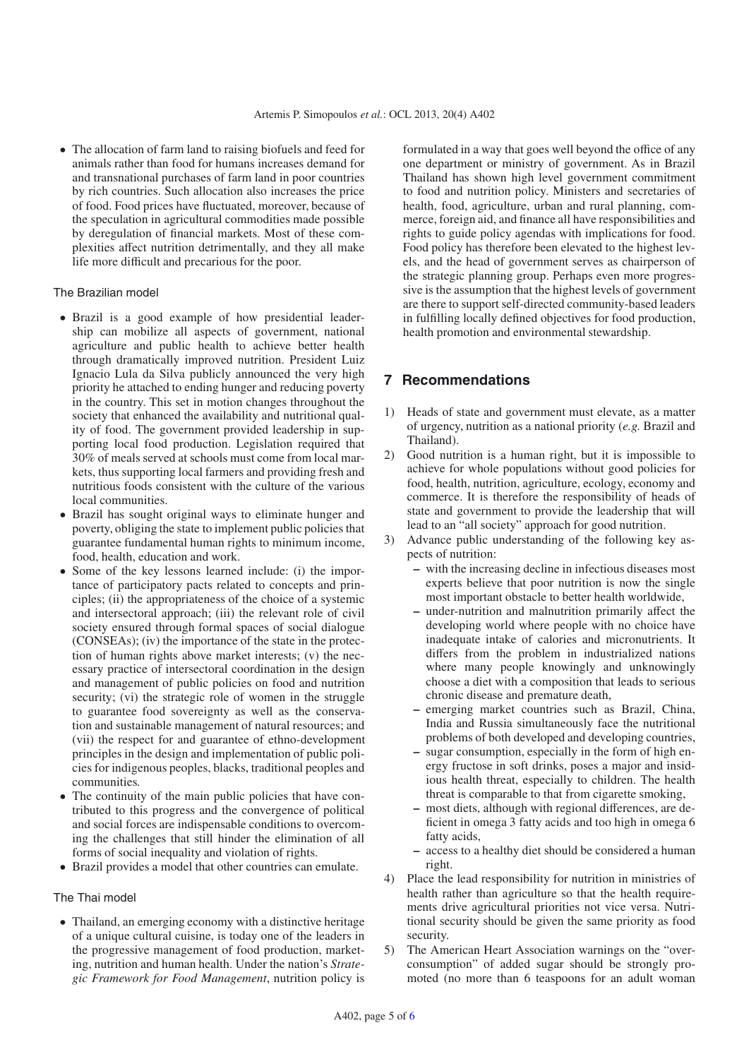- The allocation of farm land to raising biofuels and feed for animals rather than food for humans increases demand for and transnational purchases of farm land in poor countries by rich countries. Such allocation also increases the price of food. Food prices have fluctuated, moreover, because of the speculation in agricultural commodities made possible by deregulation of financial markets. Most of these complexities affect nutrition detrimentally, and they all make life more difficult and precarious for the poor.

### The Brazilian model

- Brazil is a good example of how presidential leadership can mobilize all aspects of government, national agriculture and public health to achieve better health through dramatically improved nutrition. President Luiz Ignacio Lula da Silva publicly announced the very high priority he attached to ending hunger and reducing poverty in the country. This set in motion changes throughout the society that enhanced the availability and nutritional quality of food. The government provided leadership in supporting local food production. Legislation required that 30% of meals served at schools must come from local markets, thus supporting local farmers and providing fresh and nutritious foods consistent with the culture of the various local communities.
- Brazil has sought original ways to eliminate hunger and poverty, obliging the state to implement public policies that guarantee fundamental human rights to minimum income, food, health, education and work.
- Some of the key lessons learned include: (i) the importance of participatory pacts related to concepts and principles; (ii) the appropriateness of the choice of a systemic and intersectoral approach; (iii) the relevant role of civil society ensured through formal spaces of social dialogue (CONSEAs); (iv) the importance of the state in the protection of human rights above market interests; (v) the necessary practice of intersectoral coordination in the design and management of public policies on food and nutrition security; (vi) the strategic role of women in the struggle to guarantee food sovereignty as well as the conservation and sustainable management of natural resources; and (vii) the respect for and guarantee of ethno-development principles in the design and implementation of public policies for indigenous peoples, blacks, traditional peoples and communities.
- The continuity of the main public policies that have contributed to this progress and the convergence of political and social forces are indispensable conditions to overcoming the challenges that still hinder the elimination of all forms of social inequality and violation of rights.
- Brazil provides a model that other countries can emulate.

### The Thai model

- Thailand, an emerging economy with a distinctive heritage of a unique cultural cuisine, is today one of the leaders in the progressive management of food production, marketing, nutrition and human health. Under the nation's *Strategic Framework for Food Management*, nutrition policy is formulated in a way that goes well beyond the office of any one department or ministry of government. As in Brazil Thailand has shown high level government commitment to food and nutrition policy. Ministers and secretaries of health, food, agriculture, urban and rural planning, commerce, foreign aid, and finance all have responsibilities and rights to guide policy agendas with implications for food. Food policy has therefore been elevated to the highest levels, and the head of government serves as chairperson of the strategic planning group. Perhaps even more progressive is the assumption that the highest levels of government are there to support self-directed community-based leaders in fulfilling locally defined objectives for food production, health promotion and environmental stewardship.

## 7 Recommendations

1) Heads of state and government must elevate, as a matter of urgency, nutrition as a national priority (*e.g.* Brazil and Thailand).
2) Good nutrition is a human right, but it is impossible to achieve for whole populations without good policies for food, health, nutrition, agriculture, ecology, economy and commerce. It is therefore the responsibility of heads of state and government to provide the leadership that will lead to an "all society" approach for good nutrition.
3) Advance public understanding of the following key aspects of nutrition:
   - with the increasing decline in infectious diseases most experts believe that poor nutrition is now the single most important obstacle to better health worldwide,
   - under-nutrition and malnutrition primarily affect the developing world where people with no choice have inadequate intake of calories and micronutrients. It differs from the problem in industrialized nations where many people knowingly and unknowingly choose a diet with a composition that leads to serious chronic disease and premature death,
   - emerging market countries such as Brazil, China, India and Russia simultaneously face the nutritional problems of both developed and developing countries,
   - sugar consumption, especially in the form of high energy fructose in soft drinks, poses a major and insidious health threat, especially to children. The health threat is comparable to that from cigarette smoking,
   - most diets, although with regional differences, are deficient in omega 3 fatty acids and too high in omega 6 fatty acids,
   - access to a healthy diet should be considered a human right.
4) Place the lead responsibility for nutrition in ministries of health rather than agriculture so that the health requirements drive agricultural priorities not vice versa. Nutritional security should be given the same priority as food security.
5) The American Heart Association warnings on the "overconsumption" of added sugar should be strongly promoted (no more than 6 teaspoons for an adult woman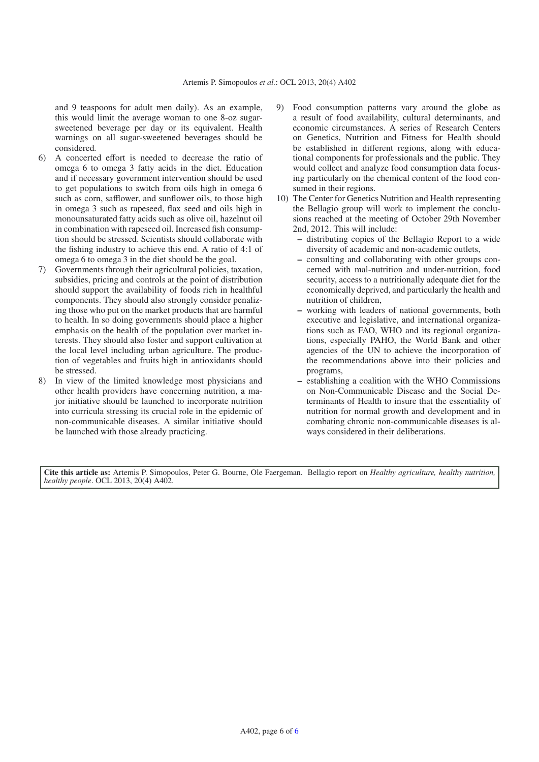and 9 teaspoons for adult men daily). As an example, this would limit the average woman to one 8-oz sugar-sweetened beverage per day or its equivalent. Health warnings on all sugar-sweetened beverages should be considered.

6) A concerted effort is needed to decrease the ratio of omega 6 to omega 3 fatty acids in the diet. Education and if necessary government intervention should be used to get populations to switch from oils high in omega 6 such as corn, safflower, and sunflower oils, to those high in omega 3 such as rapeseed, flax seed and oils high in monounsaturated fatty acids such as olive oil, hazelnut oil in combination with rapeseed oil. Increased fish consumption should be stressed. Scientists should collaborate with the fishing industry to achieve this end. A ratio of 4:1 of omega 6 to omega 3 in the diet should be the goal.

7) Governments through their agricultural policies, taxation, subsidies, pricing and controls at the point of distribution should support the availability of foods rich in healthful components. They should also strongly consider penalizing those who put on the market products that are harmful to health. In so doing governments should place a higher emphasis on the health of the population over market interests. They should also foster and support cultivation at the local level including urban agriculture. The production of vegetables and fruits high in antioxidants should be stressed.

8) In view of the limited knowledge most physicians and other health providers have concerning nutrition, a major initiative should be launched to incorporate nutrition into curricula stressing its crucial role in the epidemic of non-communicable diseases. A similar initiative should be launched with those already practicing.

9) Food consumption patterns vary around the globe as a result of food availability, cultural determinants, and economic circumstances. A series of Research Centers on Genetics, Nutrition and Fitness for Health should be established in different regions, along with educational components for professionals and the public. They would collect and analyze food consumption data focusing particularly on the chemical content of the food consumed in their regions.

10) The Center for Genetics Nutrition and Health representing the Bellagio group will work to implement the conclusions reached at the meeting of October 29th November 2nd, 2012. This will include:
   - distributing copies of the Bellagio Report to a wide diversity of academic and non-academic outlets,
   - consulting and collaborating with other groups concerned with mal-nutrition and under-nutrition, food security, access to a nutritionally adequate diet for the economically deprived, and particularly the health and nutrition of children,
   - working with leaders of national governments, both executive and legislative, and international organizations such as FAO, WHO and its regional organizations, especially PAHO, the World Bank and other agencies of the UN to achieve the incorporation of the recommendations above into their policies and programs,
   - establishing a coalition with the WHO Commissions on Non-Communicable Disease and the Social Determinants of Health to insure that the essentiality of nutrition for normal growth and development and in combating chronic non-communicable diseases is always considered in their deliberations.

**Cite this article as:** Artemis P. Simopoulos, Peter G. Bourne, Ole Faergeman. Bellagio report on *Healthy agriculture, healthy nutrition, healthy people*. OCL 2013, 20(4) A402.